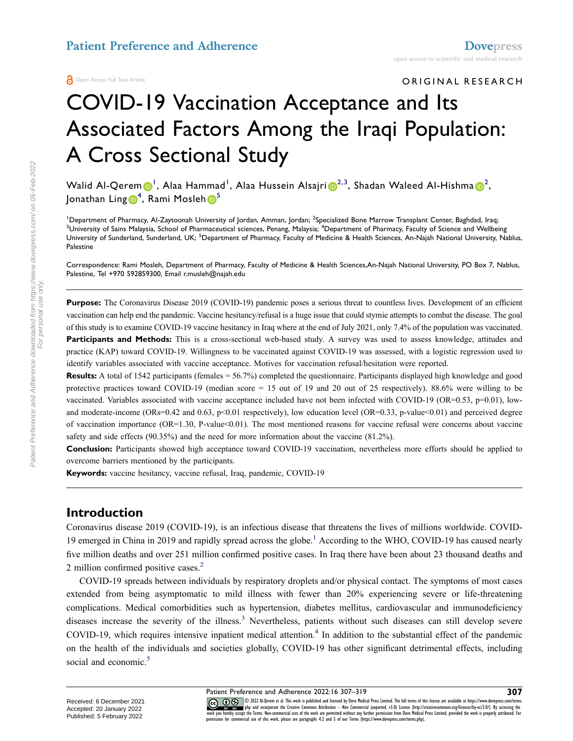ORIGINAL RESEARCH

# COVID-19 Vaccination Acceptance and Its Associated Factors Among the Iraqi Population: A Cross Sectional Study

Walid Al-Qerem[1], Alaa Hammad[1], Alaa Hussein Alsajri[2,3], Shadan Waleed Al-Hishma[2], Jonathan Ling[4], Rami Mosleh[5]

[1]Department of Pharmacy, Al-Zaytoonah University of Jordan, Amman, Jordan; [2]Specialized Bone Marrow Transplant Center, Baghdad, Iraq; [3]University of Sains Malaysia, School of Pharmaceutical sciences, Penang, Malaysia; [4]Department of Pharmacy, Faculty of Science and Wellbeing University of Sunderland, Sunderland, UK; [5]Department of Pharmacy, Faculty of Medicine & Health Sciences, An-Najah National University, Nablus, Palestine

Correspondence: Rami Mosleh, Department of Pharmacy, Faculty of Medicine & Health Sciences,An-Najah National University, PO Box 7, Nablus, Palestine, Tel +970 592859300, Email r.musleh@najah.edu

**Purpose:** The Coronavirus Disease 2019 (COVID-19) pandemic poses a serious threat to countless lives. Development of an efficient vaccination can help end the pandemic. Vaccine hesitancy/refusal is a huge issue that could stymie attempts to combat the disease. The goal of this study is to examine COVID-19 vaccine hesitancy in Iraq where at the end of July 2021, only 7.4% of the population was vaccinated.

**Participants and Methods:** This is a cross-sectional web-based study. A survey was used to assess knowledge, attitudes and practice (KAP) toward COVID-19. Willingness to be vaccinated against COVID-19 was assessed, with a logistic regression used to identify variables associated with vaccine acceptance. Motives for vaccination refusal/hesitation were reported.

**Results:** A total of 1542 participants (females = 56.7%) completed the questionnaire. Participants displayed high knowledge and good protective practices toward COVID-19 (median score = 15 out of 19 and 20 out of 25 respectively). 88.6% were willing to be vaccinated. Variables associated with vaccine acceptance included have not been infected with COVID-19 (OR=0.53, p=0.01), low- and moderate-income (ORs=0.42 and 0.63, p<0.01 respectively), low education level (OR=0.33, p-value<0.01) and perceived degree of vaccination importance (OR=1.30, P-value<0.01). The most mentioned reasons for vaccine refusal were concerns about vaccine safety and side effects (90.35%) and the need for more information about the vaccine (81.2%).

**Conclusion:** Participants showed high acceptance toward COVID-19 vaccination, nevertheless more efforts should be applied to overcome barriers mentioned by the participants.

**Keywords:** vaccine hesitancy, vaccine refusal, Iraq, pandemic, COVID-19

## Introduction

Coronavirus disease 2019 (COVID-19), is an infectious disease that threatens the lives of millions worldwide. COVID-19 emerged in China in 2019 and rapidly spread across the globe.[1] According to the WHO, COVID-19 has caused nearly five million deaths and over 251 million confirmed positive cases. In Iraq there have been about 23 thousand deaths and 2 million confirmed positive cases.[2]

COVID-19 spreads between individuals by respiratory droplets and/or physical contact. The symptoms of most cases extended from being asymptomatic to mild illness with fewer than 20% experiencing severe or life-threatening complications. Medical comorbidities such as hypertension, diabetes mellitus, cardiovascular and immunodeficiency diseases increase the severity of the illness.[3] Nevertheless, patients without such diseases can still develop severe COVID-19, which requires intensive inpatient medical attention.[4] In addition to the substantial effect of the pandemic on the health of the individuals and societies globally, COVID-19 has other significant detrimental effects, including social and economic.[5]

Received: 6 December 2021
Accepted: 20 January 2022
Published: 5 February 2022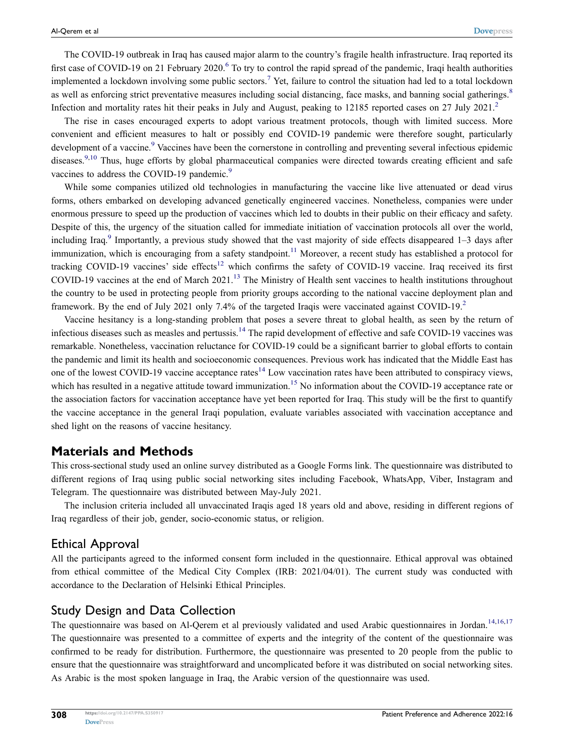The COVID-19 outbreak in Iraq has caused major alarm to the country's fragile health infrastructure. Iraq reported its first case of COVID-19 on 21 February 2020.[6] To try to control the rapid spread of the pandemic, Iraqi health authorities implemented a lockdown involving some public sectors.[7] Yet, failure to control the situation had led to a total lockdown as well as enforcing strict preventative measures including social distancing, face masks, and banning social gatherings.[8] Infection and mortality rates hit their peaks in July and August, peaking to 12185 reported cases on 27 July 2021.[2]

The rise in cases encouraged experts to adopt various treatment protocols, though with limited success. More convenient and efficient measures to halt or possibly end COVID-19 pandemic were therefore sought, particularly development of a vaccine.[9] Vaccines have been the cornerstone in controlling and preventing several infectious epidemic diseases.[9,10] Thus, huge efforts by global pharmaceutical companies were directed towards creating efficient and safe vaccines to address the COVID-19 pandemic.[9]

While some companies utilized old technologies in manufacturing the vaccine like live attenuated or dead virus forms, others embarked on developing advanced genetically engineered vaccines. Nonetheless, companies were under enormous pressure to speed up the production of vaccines which led to doubts in their public on their efficacy and safety. Despite of this, the urgency of the situation called for immediate initiation of vaccination protocols all over the world, including Iraq.[9] Importantly, a previous study showed that the vast majority of side effects disappeared 1–3 days after immunization, which is encouraging from a safety standpoint.[11] Moreover, a recent study has established a protocol for tracking COVID-19 vaccines' side effects[12] which confirms the safety of COVID-19 vaccine. Iraq received its first COVID-19 vaccines at the end of March 2021.[13] The Ministry of Health sent vaccines to health institutions throughout the country to be used in protecting people from priority groups according to the national vaccine deployment plan and framework. By the end of July 2021 only 7.4% of the targeted Iraqis were vaccinated against COVID-19.[2]

Vaccine hesitancy is a long-standing problem that poses a severe threat to global health, as seen by the return of infectious diseases such as measles and pertussis.[14] The rapid development of effective and safe COVID-19 vaccines was remarkable. Nonetheless, vaccination reluctance for COVID-19 could be a significant barrier to global efforts to contain the pandemic and limit its health and socioeconomic consequences. Previous work has indicated that the Middle East has one of the lowest COVID-19 vaccine acceptance rates[14] Low vaccination rates have been attributed to conspiracy views, which has resulted in a negative attitude toward immunization.[15] No information about the COVID-19 acceptance rate or the association factors for vaccination acceptance have yet been reported for Iraq. This study will be the first to quantify the vaccine acceptance in the general Iraqi population, evaluate variables associated with vaccination acceptance and shed light on the reasons of vaccine hesitancy.

## Materials and Methods

This cross-sectional study used an online survey distributed as a Google Forms link. The questionnaire was distributed to different regions of Iraq using public social networking sites including Facebook, WhatsApp, Viber, Instagram and Telegram. The questionnaire was distributed between May-July 2021.

The inclusion criteria included all unvaccinated Iraqis aged 18 years old and above, residing in different regions of Iraq regardless of their job, gender, socio-economic status, or religion.

### Ethical Approval

All the participants agreed to the informed consent form included in the questionnaire. Ethical approval was obtained from ethical committee of the Medical City Complex (IRB: 2021/04/01). The current study was conducted with accordance to the Declaration of Helsinki Ethical Principles.

### Study Design and Data Collection

The questionnaire was based on Al-Qerem et al previously validated and used Arabic questionnaires in Jordan.[14,16,17] The questionnaire was presented to a committee of experts and the integrity of the content of the questionnaire was confirmed to be ready for distribution. Furthermore, the questionnaire was presented to 20 people from the public to ensure that the questionnaire was straightforward and uncomplicated before it was distributed on social networking sites. As Arabic is the most spoken language in Iraq, the Arabic version of the questionnaire was used.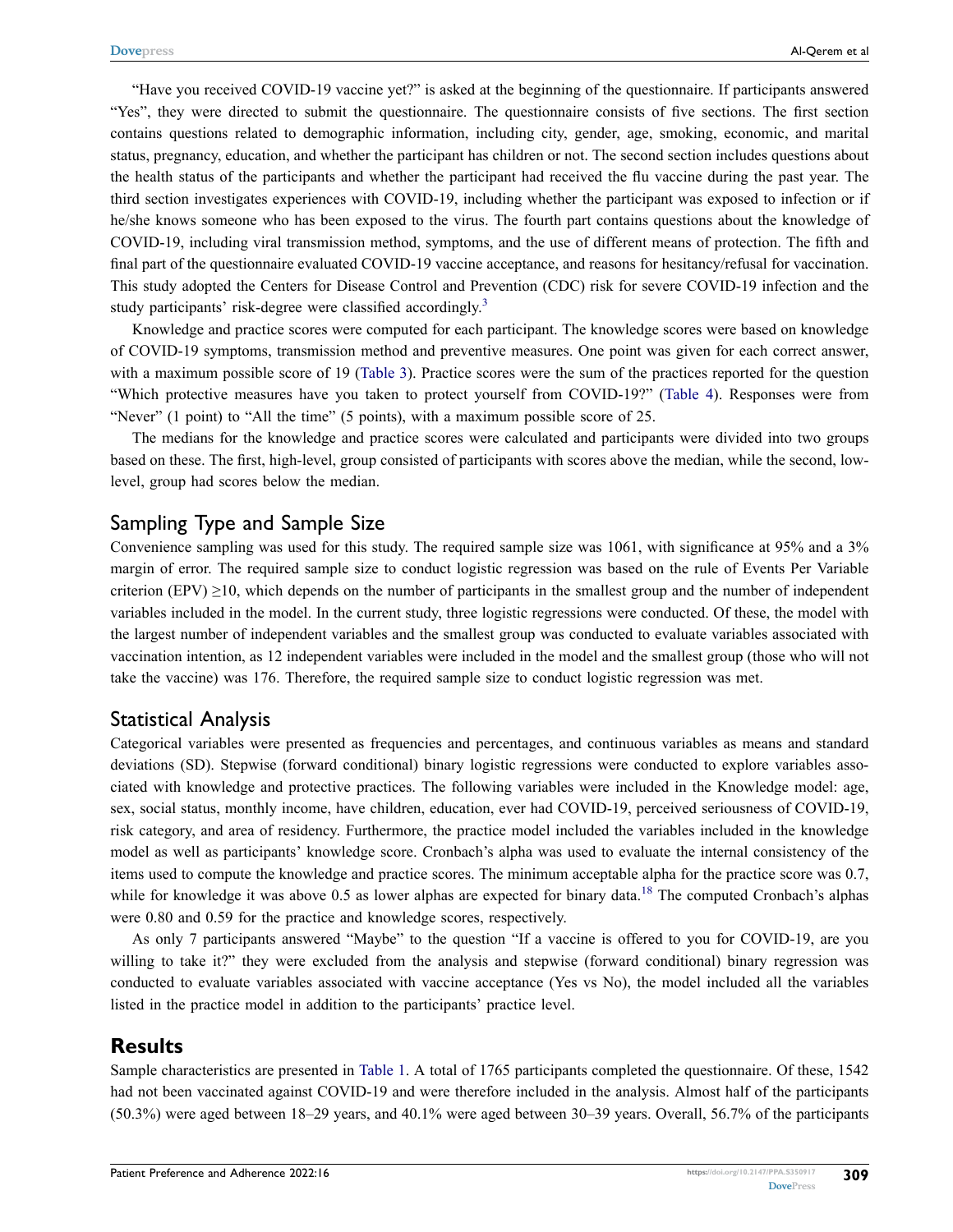"Have you received COVID-19 vaccine yet?" is asked at the beginning of the questionnaire. If participants answered "Yes", they were directed to submit the questionnaire. The questionnaire consists of five sections. The first section contains questions related to demographic information, including city, gender, age, smoking, economic, and marital status, pregnancy, education, and whether the participant has children or not. The second section includes questions about the health status of the participants and whether the participant had received the flu vaccine during the past year. The third section investigates experiences with COVID-19, including whether the participant was exposed to infection or if he/she knows someone who has been exposed to the virus. The fourth part contains questions about the knowledge of COVID-19, including viral transmission method, symptoms, and the use of different means of protection. The fifth and final part of the questionnaire evaluated COVID-19 vaccine acceptance, and reasons for hesitancy/refusal for vaccination. This study adopted the Centers for Disease Control and Prevention (CDC) risk for severe COVID-19 infection and the study participants' risk-degree were classified accordingly.[3]

Knowledge and practice scores were computed for each participant. The knowledge scores were based on knowledge of COVID-19 symptoms, transmission method and preventive measures. One point was given for each correct answer, with a maximum possible score of 19 (Table 3). Practice scores were the sum of the practices reported for the question "Which protective measures have you taken to protect yourself from COVID-19?" (Table 4). Responses were from "Never" (1 point) to "All the time" (5 points), with a maximum possible score of 25.

The medians for the knowledge and practice scores were calculated and participants were divided into two groups based on these. The first, high-level, group consisted of participants with scores above the median, while the second, low-level, group had scores below the median.

## Sampling Type and Sample Size

Convenience sampling was used for this study. The required sample size was 1061, with significance at 95% and a 3% margin of error. The required sample size to conduct logistic regression was based on the rule of Events Per Variable criterion (EPV) $\geq 10$, which depends on the number of participants in the smallest group and the number of independent variables included in the model. In the current study, three logistic regressions were conducted. Of these, the model with the largest number of independent variables and the smallest group was conducted to evaluate variables associated with vaccination intention, as 12 independent variables were included in the model and the smallest group (those who will not take the vaccine) was 176. Therefore, the required sample size to conduct logistic regression was met.

## Statistical Analysis

Categorical variables were presented as frequencies and percentages, and continuous variables as means and standard deviations (SD). Stepwise (forward conditional) binary logistic regressions were conducted to explore variables associated with knowledge and protective practices. The following variables were included in the Knowledge model: age, sex, social status, monthly income, have children, education, ever had COVID-19, perceived seriousness of COVID-19, risk category, and area of residency. Furthermore, the practice model included the variables included in the knowledge model as well as participants' knowledge score. Cronbach's alpha was used to evaluate the internal consistency of the items used to compute the knowledge and practice scores. The minimum acceptable alpha for the practice score was 0.7, while for knowledge it was above 0.5 as lower alphas are expected for binary data.[18] The computed Cronbach's alphas were 0.80 and 0.59 for the practice and knowledge scores, respectively.

As only 7 participants answered "Maybe" to the question "If a vaccine is offered to you for COVID-19, are you willing to take it?" they were excluded from the analysis and stepwise (forward conditional) binary regression was conducted to evaluate variables associated with vaccine acceptance (Yes vs No), the model included all the variables listed in the practice model in addition to the participants' practice level.

# Results

Sample characteristics are presented in Table 1. A total of 1765 participants completed the questionnaire. Of these, 1542 had not been vaccinated against COVID-19 and were therefore included in the analysis. Almost half of the participants (50.3%) were aged between 18–29 years, and 40.1% were aged between 30–39 years. Overall, 56.7% of the participants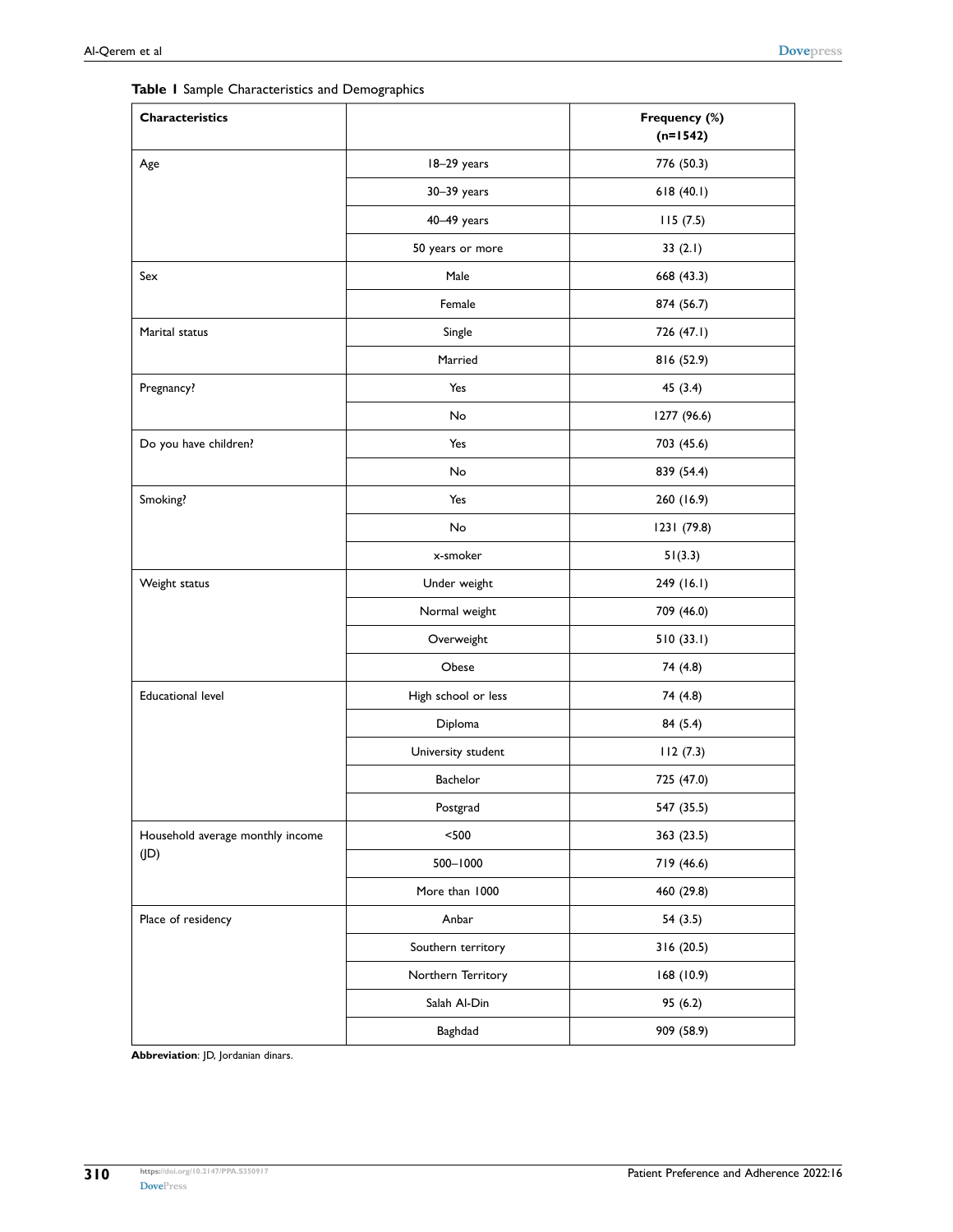**Table 1** Sample Characteristics and Demographics

| Characteristics | | Frequency (%) (n=1542) |
|---|---|---|
| Age | 18–29 years | 776 (50.3) |
| | 30–39 years | 618 (40.1) |
| | 40–49 years | 115 (7.5) |
| | 50 years or more | 33 (2.1) |
| Sex | Male | 668 (43.3) |
| | Female | 874 (56.7) |
| Marital status | Single | 726 (47.1) |
| | Married | 816 (52.9) |
| Pregnancy? | Yes | 45 (3.4) |
| | No | 1277 (96.6) |
| Do you have children? | Yes | 703 (45.6) |
| | No | 839 (54.4) |
| Smoking? | Yes | 260 (16.9) |
| | No | 1231 (79.8) |
| | x-smoker | 51(3.3) |
| Weight status | Under weight | 249 (16.1) |
| | Normal weight | 709 (46.0) |
| | Overweight | 510 (33.1) |
| | Obese | 74 (4.8) |
| Educational level | High school or less | 74 (4.8) |
| | Diploma | 84 (5.4) |
| | University student | 112 (7.3) |
| | Bachelor | 725 (47.0) |
| | Postgrad | 547 (35.5) |
| Household average monthly income (JD) | <500 | 363 (23.5) |
| | 500–1000 | 719 (46.6) |
| | More than 1000 | 460 (29.8) |
| Place of residency | Anbar | 54 (3.5) |
| | Southern territory | 316 (20.5) |
| | Northern Territory | 168 (10.9) |
| | Salah Al-Din | 95 (6.2) |
| | Baghdad | 909 (58.9) |

**Abbreviation**: JD, Jordanian dinars.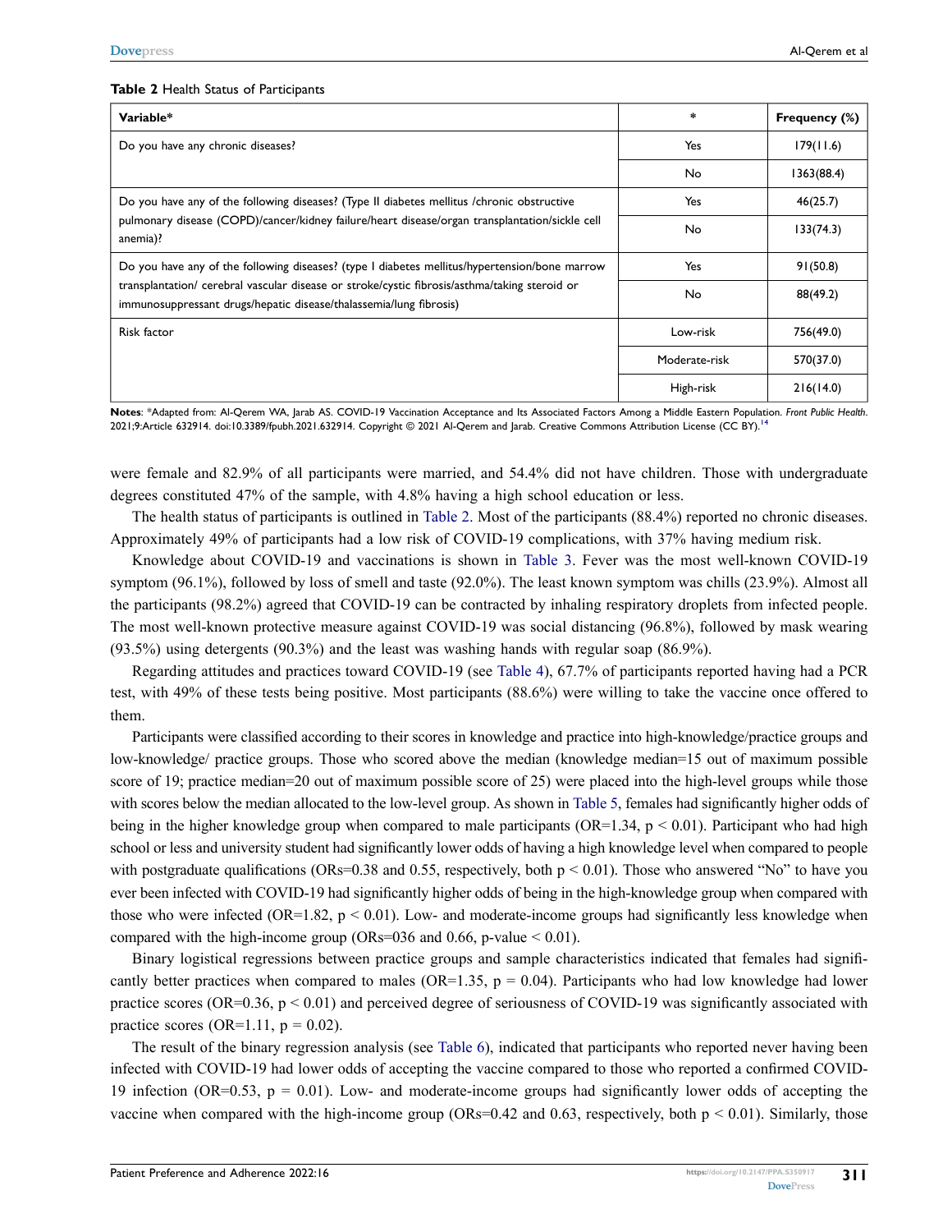**Table 2** Health Status of Participants

| Variable* | * | Frequency (%) |
|---|---|---|
| Do you have any chronic diseases? | Yes | 179(11.6) |
| | No | 1363(88.4) |
| Do you have any of the following diseases? (Type II diabetes mellitus /chronic obstructive pulmonary disease (COPD)/cancer/kidney failure/heart disease/organ transplantation/sickle cell anemia)? | Yes | 46(25.7) |
| | No | 133(74.3) |
| Do you have any of the following diseases? (type I diabetes mellitus/hypertension/bone marrow transplantation/ cerebral vascular disease or stroke/cystic fibrosis/asthma/taking steroid or immunosuppressant drugs/hepatic disease/thalassemia/lung fibrosis) | Yes | 91(50.8) |
| | No | 88(49.2) |
| Risk factor | Low-risk | 756(49.0) |
| | Moderate-risk | 570(37.0) |
| | High-risk | 216(14.0) |

**Notes**: *Adapted from: Al-Qerem WA, Jarab AS. COVID-19 Vaccination Acceptance and Its Associated Factors Among a Middle Eastern Population. *Front Public Health*. 2021;9:Article 632914. doi:10.3389/fpubh.2021.632914. Copyright © 2021 Al-Qerem and Jarab. Creative Commons Attribution License (CC BY).[14]

were female and 82.9% of all participants were married, and 54.4% did not have children. Those with undergraduate degrees constituted 47% of the sample, with 4.8% having a high school education or less.

The health status of participants is outlined in Table 2. Most of the participants (88.4%) reported no chronic diseases. Approximately 49% of participants had a low risk of COVID-19 complications, with 37% having medium risk.

Knowledge about COVID-19 and vaccinations is shown in Table 3. Fever was the most well-known COVID-19 symptom (96.1%), followed by loss of smell and taste (92.0%). The least known symptom was chills (23.9%). Almost all the participants (98.2%) agreed that COVID-19 can be contracted by inhaling respiratory droplets from infected people. The most well-known protective measure against COVID-19 was social distancing (96.8%), followed by mask wearing (93.5%) using detergents (90.3%) and the least was washing hands with regular soap (86.9%).

Regarding attitudes and practices toward COVID-19 (see Table 4), 67.7% of participants reported having had a PCR test, with 49% of these tests being positive. Most participants (88.6%) were willing to take the vaccine once offered to them.

Participants were classified according to their scores in knowledge and practice into high-knowledge/practice groups and low-knowledge/ practice groups. Those who scored above the median (knowledge median=15 out of maximum possible score of 19; practice median=20 out of maximum possible score of 25) were placed into the high-level groups while those with scores below the median allocated to the low-level group. As shown in Table 5, females had significantly higher odds of being in the higher knowledge group when compared to male participants (OR=1.34, $p < 0.01$). Participant who had high school or less and university student had significantly lower odds of having a high knowledge level when compared to people with postgraduate qualifications (ORs=0.38 and 0.55, respectively, both $p < 0.01$). Those who answered "No" to have you ever been infected with COVID-19 had significantly higher odds of being in the high-knowledge group when compared with those who were infected (OR=1.82, $p < 0.01$). Low- and moderate-income groups had significantly less knowledge when compared with the high-income group (ORs=036 and 0.66, p-value < 0.01).

Binary logistical regressions between practice groups and sample characteristics indicated that females had significantly better practices when compared to males (OR=1.35, $p = 0.04$). Participants who had low knowledge had lower practice scores (OR=0.36, $p < 0.01$) and perceived degree of seriousness of COVID-19 was significantly associated with practice scores (OR=1.11, $p = 0.02$).

The result of the binary regression analysis (see Table 6), indicated that participants who reported never having been infected with COVID-19 had lower odds of accepting the vaccine compared to those who reported a confirmed COVID-19 infection (OR=0.53, $p = 0.01$). Low- and moderate-income groups had significantly lower odds of accepting the vaccine when compared with the high-income group (ORs=0.42 and 0.63, respectively, both $p < 0.01$). Similarly, those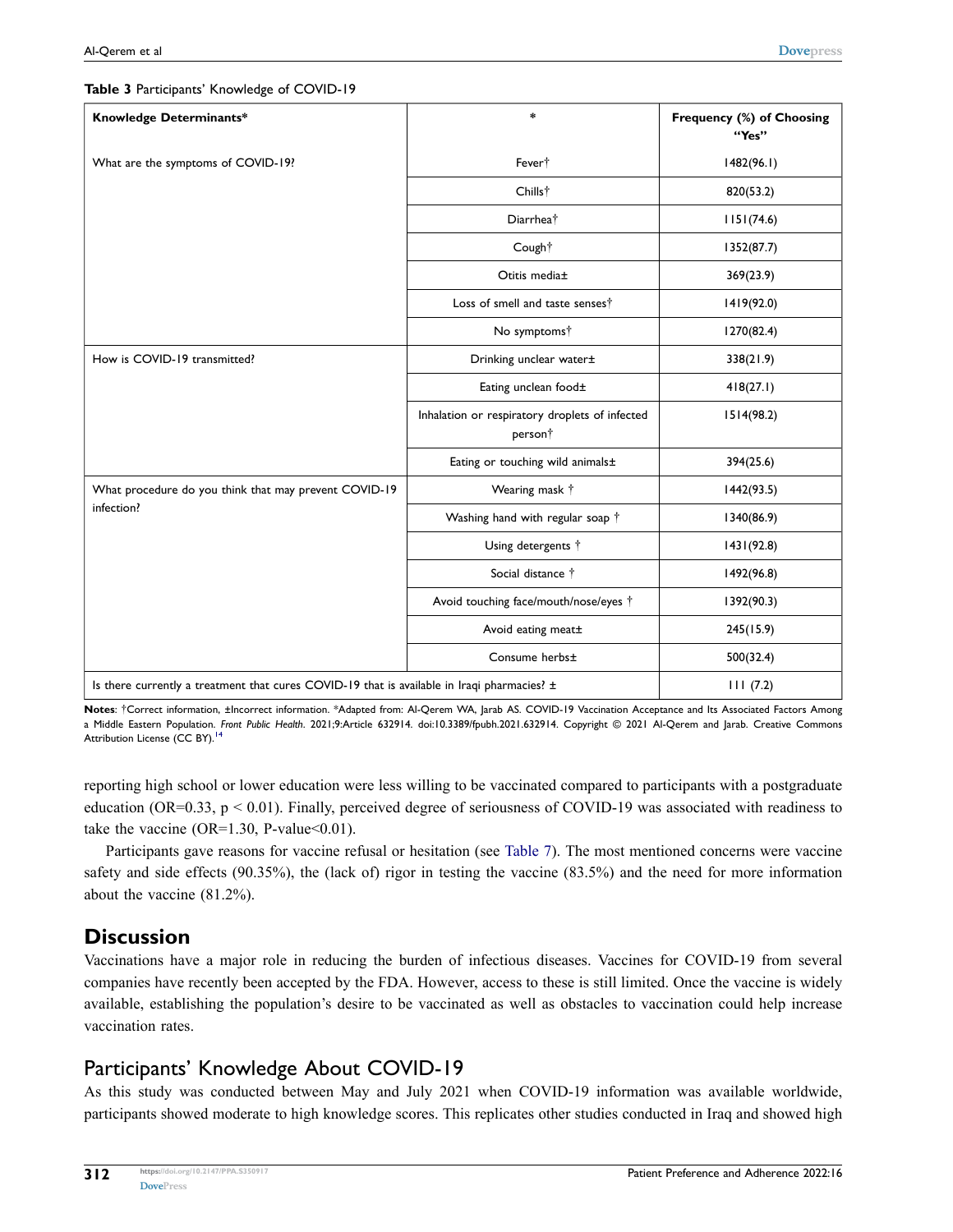**Table 3** Participants' Knowledge of COVID-19

| Knowledge Determinants* | * | Frequency (%) of Choosing "Yes" |
|---|---|---|
| What are the symptoms of COVID-19? | Fever† | 1482(96.1) |
| | Chills† | 820(53.2) |
| | Diarrhea† | 1151(74.6) |
| | Cough† | 1352(87.7) |
| | Otitis media± | 369(23.9) |
| | Loss of smell and taste senses† | 1419(92.0) |
| | No symptoms† | 1270(82.4) |
| How is COVID-19 transmitted? | Drinking unclear water± | 338(21.9) |
| | Eating unclean food± | 418(27.1) |
| | Inhalation or respiratory droplets of infected person† | 1514(98.2) |
| | Eating or touching wild animals± | 394(25.6) |
| What procedure do you think that may prevent COVID-19 infection? | Wearing mask † | 1442(93.5) |
| | Washing hand with regular soap † | 1340(86.9) |
| | Using detergents † | 1431(92.8) |
| | Social distance † | 1492(96.8) |
| | Avoid touching face/mouth/nose/eyes † | 1392(90.3) |
| | Avoid eating meat± | 245(15.9) |
| | Consume herbs± | 500(32.4) |
| Is there currently a treatment that cures COVID-19 that is available in Iraqi pharmacies? ± | | 111 (7.2) |

**Notes**: †Correct information, ±Incorrect information. *Adapted from: Al-Qerem WA, Jarab AS. COVID-19 Vaccination Acceptance and Its Associated Factors Among a Middle Eastern Population. *Front Public Health*. 2021;9:Article 632914. doi:10.3389/fpubh.2021.632914. Copyright © 2021 Al-Qerem and Jarab. Creative Commons Attribution License (CC BY).[14]

reporting high school or lower education were less willing to be vaccinated compared to participants with a postgraduate education (OR=0.33, $p < 0.01$). Finally, perceived degree of seriousness of COVID-19 was associated with readiness to take the vaccine (OR=1.30, P-value<0.01).

Participants gave reasons for vaccine refusal or hesitation (see Table 7). The most mentioned concerns were vaccine safety and side effects (90.35%), the (lack of) rigor in testing the vaccine (83.5%) and the need for more information about the vaccine (81.2%).

## Discussion

Vaccinations have a major role in reducing the burden of infectious diseases. Vaccines for COVID-19 from several companies have recently been accepted by the FDA. However, access to these is still limited. Once the vaccine is widely available, establishing the population's desire to be vaccinated as well as obstacles to vaccination could help increase vaccination rates.

## Participants' Knowledge About COVID-19

As this study was conducted between May and July 2021 when COVID-19 information was available worldwide, participants showed moderate to high knowledge scores. This replicates other studies conducted in Iraq and showed high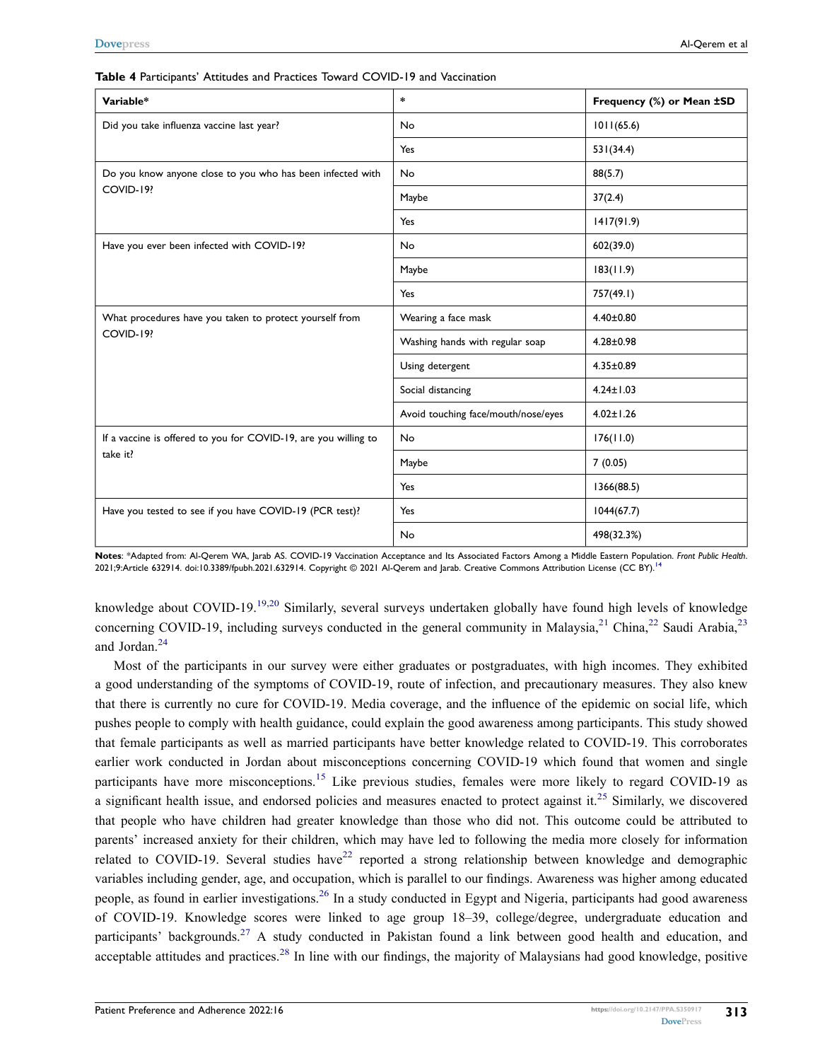**Table 4** Participants' Attitudes and Practices Toward COVID-19 and Vaccination

| Variable* | * | Frequency (%) or Mean ±SD |
|---|---|---|
| Did you take influenza vaccine last year? | No | 1011(65.6) |
| | Yes | 531(34.4) |
| Do you know anyone close to you who has been infected with COVID-19? | No | 88(5.7) |
| | Maybe | 37(2.4) |
| | Yes | 1417(91.9) |
| Have you ever been infected with COVID-19? | No | 602(39.0) |
| | Maybe | 183(11.9) |
| | Yes | 757(49.1) |
| What procedures have you taken to protect yourself from COVID-19? | Wearing a face mask | 4.40±0.80 |
| | Washing hands with regular soap | 4.28±0.98 |
| | Using detergent | 4.35±0.89 |
| | Social distancing | 4.24±1.03 |
| | Avoid touching face/mouth/nose/eyes | 4.02±1.26 |
| If a vaccine is offered to you for COVID-19, are you willing to take it? | No | 176(11.0) |
| | Maybe | 7 (0.05) |
| | Yes | 1366(88.5) |
| Have you tested to see if you have COVID-19 (PCR test)? | Yes | 1044(67.7) |
| | No | 498(32.3%) |

**Notes**: *Adapted from: Al-Qerem WA, Jarab AS. COVID-19 Vaccination Acceptance and Its Associated Factors Among a Middle Eastern Population. *Front Public Health*. 2021;9:Article 632914. doi:10.3389/fpubh.2021.632914. Copyright © 2021 Al-Qerem and Jarab. Creative Commons Attribution License (CC BY).[14]

knowledge about COVID-19.[19,20] Similarly, several surveys undertaken globally have found high levels of knowledge concerning COVID-19, including surveys conducted in the general community in Malaysia,[21] China,[22] Saudi Arabia,[23] and Jordan.[24]

Most of the participants in our survey were either graduates or postgraduates, with high incomes. They exhibited a good understanding of the symptoms of COVID-19, route of infection, and precautionary measures. They also knew that there is currently no cure for COVID-19. Media coverage, and the influence of the epidemic on social life, which pushes people to comply with health guidance, could explain the good awareness among participants. This study showed that female participants as well as married participants have better knowledge related to COVID-19. This corroborates earlier work conducted in Jordan about misconceptions concerning COVID-19 which found that women and single participants have more misconceptions.[15] Like previous studies, females were more likely to regard COVID-19 as a significant health issue, and endorsed policies and measures enacted to protect against it.[25] Similarly, we discovered that people who have children had greater knowledge than those who did not. This outcome could be attributed to parents' increased anxiety for their children, which may have led to following the media more closely for information related to COVID-19. Several studies have[22] reported a strong relationship between knowledge and demographic variables including gender, age, and occupation, which is parallel to our findings. Awareness was higher among educated people, as found in earlier investigations.[26] In a study conducted in Egypt and Nigeria, participants had good awareness of COVID-19. Knowledge scores were linked to age group 18–39, college/degree, undergraduate education and participants' backgrounds.[27] A study conducted in Pakistan found a link between good health and education, and acceptable attitudes and practices.[28] In line with our findings, the majority of Malaysians had good knowledge, positive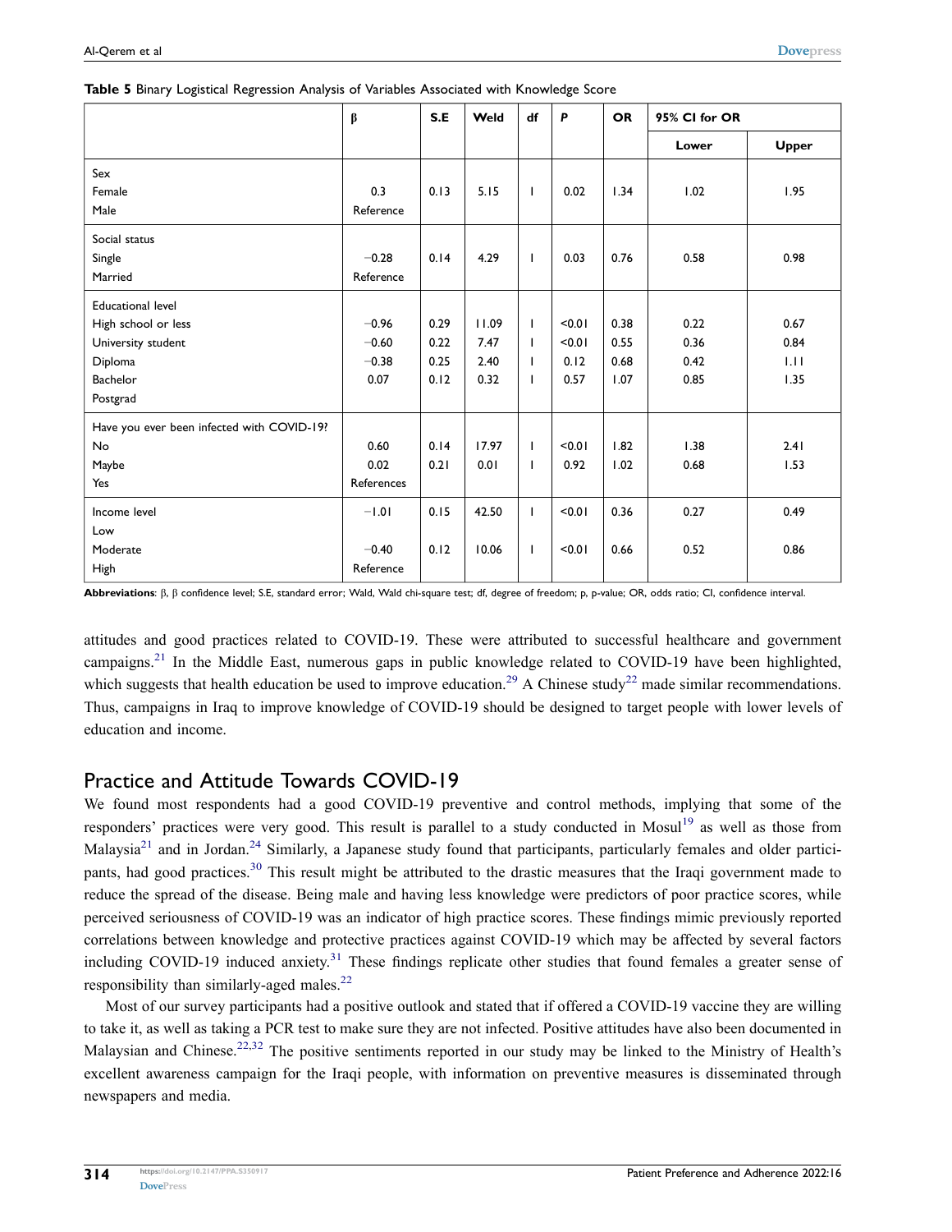**Table 5** Binary Logistical Regression Analysis of Variables Associated with Knowledge Score

| | β | S.E | Weld | df | *P* | OR | 95% CI for OR | |
|---|---|---|---|---|---|---|---|---|
| | | | | | | | Lower | Upper |
| Sex | | | | | | | | |
| Female | 0.3 | 0.13 | 5.15 | 1 | 0.02 | 1.34 | 1.02 | 1.95 |
| Male | Reference | | | | | | | |
| Social status | | | | | | | | |
| Single | −0.28 | 0.14 | 4.29 | 1 | 0.03 | 0.76 | 0.58 | 0.98 |
| Married | Reference | | | | | | | |
| Educational level | | | | | | | | |
| High school or less | −0.96 | 0.29 | 11.09 | 1 | <0.01 | 0.38 | 0.22 | 0.67 |
| University student | −0.60 | 0.22 | 7.47 | 1 | <0.01 | 0.55 | 0.36 | 0.84 |
| Diploma | −0.38 | 0.25 | 2.40 | 1 | 0.12 | 0.68 | 0.42 | 1.11 |
| Bachelor | 0.07 | 0.12 | 0.32 | 1 | 0.57 | 1.07 | 0.85 | 1.35 |
| Postgrad | | | | | | | | |
| Have you ever been infected with COVID-19? | | | | | | | | |
| No | 0.60 | 0.14 | 17.97 | 1 | <0.01 | 1.82 | 1.38 | 2.41 |
| Maybe | 0.02 | 0.21 | 0.01 | 1 | 0.92 | 1.02 | 0.68 | 1.53 |
| Yes | References | | | | | | | |
| Income level | −1.01 | 0.15 | 42.50 | 1 | <0.01 | 0.36 | 0.27 | 0.49 |
| Low | | | | | | | | |
| Moderate | −0.40 | 0.12 | 10.06 | 1 | <0.01 | 0.66 | 0.52 | 0.86 |
| High | Reference | | | | | | | |

**Abbreviations**: β, β confidence level; S.E, standard error; Wald, Wald chi-square test; df, degree of freedom; p, p-value; OR, odds ratio; CI, confidence interval.

attitudes and good practices related to COVID-19. These were attributed to successful healthcare and government campaigns.[21] In the Middle East, numerous gaps in public knowledge related to COVID-19 have been highlighted, which suggests that health education be used to improve education.[29] A Chinese study[22] made similar recommendations. Thus, campaigns in Iraq to improve knowledge of COVID-19 should be designed to target people with lower levels of education and income.

## Practice and Attitude Towards COVID-19

We found most respondents had a good COVID-19 preventive and control methods, implying that some of the responders' practices were very good. This result is parallel to a study conducted in Mosul[19] as well as those from Malaysia[21] and in Jordan.[24] Similarly, a Japanese study found that participants, particularly females and older participants, had good practices.[30] This result might be attributed to the drastic measures that the Iraqi government made to reduce the spread of the disease. Being male and having less knowledge were predictors of poor practice scores, while perceived seriousness of COVID-19 was an indicator of high practice scores. These findings mimic previously reported correlations between knowledge and protective practices against COVID-19 which may be affected by several factors including COVID-19 induced anxiety.[31] These findings replicate other studies that found females a greater sense of responsibility than similarly-aged males.[22]

Most of our survey participants had a positive outlook and stated that if offered a COVID-19 vaccine they are willing to take it, as well as taking a PCR test to make sure they are not infected. Positive attitudes have also been documented in Malaysian and Chinese.[22,32] The positive sentiments reported in our study may be linked to the Ministry of Health's excellent awareness campaign for the Iraqi people, with information on preventive measures is disseminated through newspapers and media.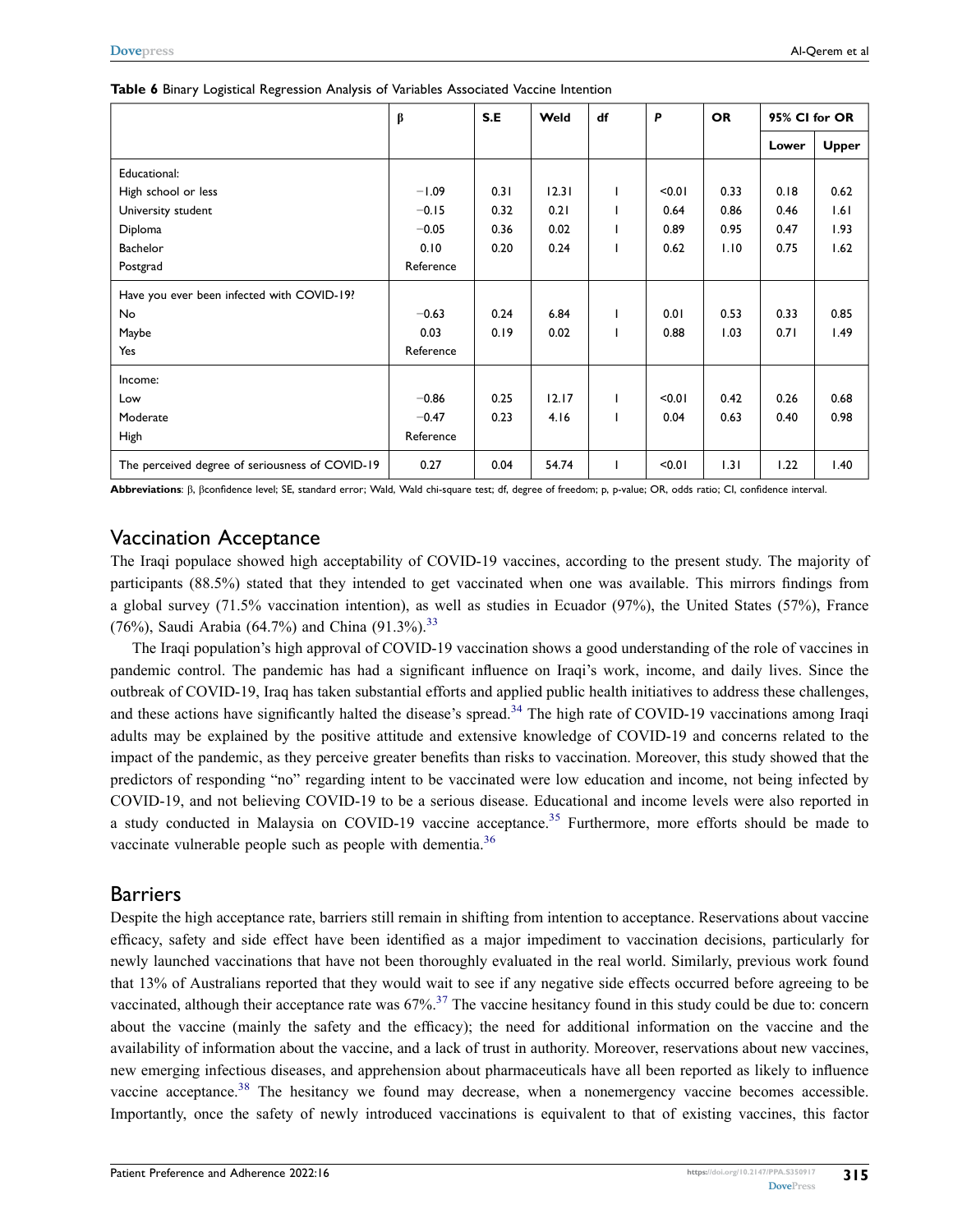**Table 6** Binary Logistical Regression Analysis of Variables Associated Vaccine Intention

| | β | S.E | Weld | df | P | OR | 95% CI for OR | |
|---|---|---|---|---|---|---|---|---|
| | | | | | | | Lower | Upper |
| Educational: | | | | | | | | |
| High school or less | −1.09 | 0.31 | 12.31 | 1 | <0.01 | 0.33 | 0.18 | 0.62 |
| University student | −0.15 | 0.32 | 0.21 | 1 | 0.64 | 0.86 | 0.46 | 1.61 |
| Diploma | −0.05 | 0.36 | 0.02 | 1 | 0.89 | 0.95 | 0.47 | 1.93 |
| Bachelor | 0.10 | 0.20 | 0.24 | 1 | 0.62 | 1.10 | 0.75 | 1.62 |
| Postgrad | Reference | | | | | | | |
| Have you ever been infected with COVID-19? | | | | | | | | |
| No | −0.63 | 0.24 | 6.84 | 1 | 0.01 | 0.53 | 0.33 | 0.85 |
| Maybe | 0.03 | 0.19 | 0.02 | 1 | 0.88 | 1.03 | 0.71 | 1.49 |
| Yes | Reference | | | | | | | |
| Income: | | | | | | | | |
| Low | −0.86 | 0.25 | 12.17 | 1 | <0.01 | 0.42 | 0.26 | 0.68 |
| Moderate | −0.47 | 0.23 | 4.16 | 1 | 0.04 | 0.63 | 0.40 | 0.98 |
| High | Reference | | | | | | | |
| The perceived degree of seriousness of COVID-19 | 0.27 | 0.04 | 54.74 | 1 | <0.01 | 1.31 | 1.22 | 1.40 |

**Abbreviations**: β, βconfidence level; SE, standard error; Wald, Wald chi-square test; df, degree of freedom; p, p-value; OR, odds ratio; CI, confidence interval.

## Vaccination Acceptance

The Iraqi populace showed high acceptability of COVID-19 vaccines, according to the present study. The majority of participants (88.5%) stated that they intended to get vaccinated when one was available. This mirrors findings from a global survey (71.5% vaccination intention), as well as studies in Ecuador (97%), the United States (57%), France (76%), Saudi Arabia (64.7%) and China (91.3%).[33]

The Iraqi population's high approval of COVID-19 vaccination shows a good understanding of the role of vaccines in pandemic control. The pandemic has had a significant influence on Iraqi's work, income, and daily lives. Since the outbreak of COVID-19, Iraq has taken substantial efforts and applied public health initiatives to address these challenges, and these actions have significantly halted the disease's spread.[34] The high rate of COVID-19 vaccinations among Iraqi adults may be explained by the positive attitude and extensive knowledge of COVID-19 and concerns related to the impact of the pandemic, as they perceive greater benefits than risks to vaccination. Moreover, this study showed that the predictors of responding "no" regarding intent to be vaccinated were low education and income, not being infected by COVID-19, and not believing COVID-19 to be a serious disease. Educational and income levels were also reported in a study conducted in Malaysia on COVID-19 vaccine acceptance.[35] Furthermore, more efforts should be made to vaccinate vulnerable people such as people with dementia.[36]

## Barriers

Despite the high acceptance rate, barriers still remain in shifting from intention to acceptance. Reservations about vaccine efficacy, safety and side effect have been identified as a major impediment to vaccination decisions, particularly for newly launched vaccinations that have not been thoroughly evaluated in the real world. Similarly, previous work found that 13% of Australians reported that they would wait to see if any negative side effects occurred before agreeing to be vaccinated, although their acceptance rate was 67%.[37] The vaccine hesitancy found in this study could be due to: concern about the vaccine (mainly the safety and the efficacy); the need for additional information on the vaccine and the availability of information about the vaccine, and a lack of trust in authority. Moreover, reservations about new vaccines, new emerging infectious diseases, and apprehension about pharmaceuticals have all been reported as likely to influence vaccine acceptance.[38] The hesitancy we found may decrease, when a nonemergency vaccine becomes accessible. Importantly, once the safety of newly introduced vaccinations is equivalent to that of existing vaccines, this factor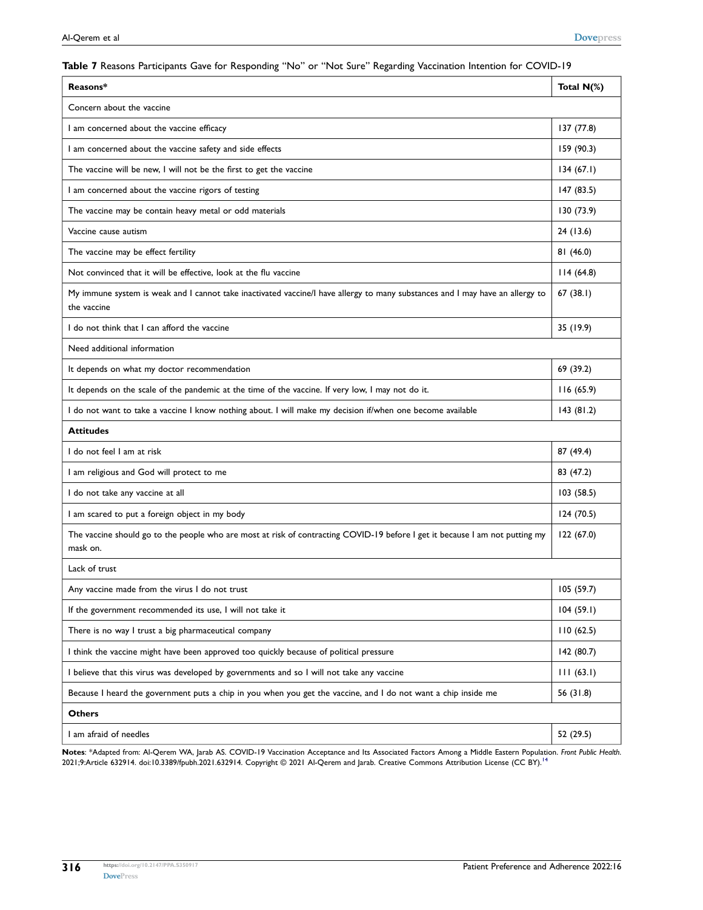**Table 7** Reasons Participants Gave for Responding "No" or "Not Sure" Regarding Vaccination Intention for COVID-19

| Reasons* | Total N(%) |
|---|---|
| Concern about the vaccine | |
| I am concerned about the vaccine efficacy | 137 (77.8) |
| I am concerned about the vaccine safety and side effects | 159 (90.3) |
| The vaccine will be new, I will not be the first to get the vaccine | 134 (67.1) |
| I am concerned about the vaccine rigors of testing | 147 (83.5) |
| The vaccine may be contain heavy metal or odd materials | 130 (73.9) |
| Vaccine cause autism | 24 (13.6) |
| The vaccine may be effect fertility | 81 (46.0) |
| Not convinced that it will be effective, look at the flu vaccine | 114 (64.8) |
| My immune system is weak and I cannot take inactivated vaccine/I have allergy to many substances and I may have an allergy to the vaccine | 67 (38.1) |
| I do not think that I can afford the vaccine | 35 (19.9) |
| Need additional information | |
| It depends on what my doctor recommendation | 69 (39.2) |
| It depends on the scale of the pandemic at the time of the vaccine. If very low, I may not do it. | 116 (65.9) |
| I do not want to take a vaccine I know nothing about. I will make my decision if/when one become available | 143 (81.2) |
| **Attitudes** | |
| I do not feel I am at risk | 87 (49.4) |
| I am religious and God will protect to me | 83 (47.2) |
| I do not take any vaccine at all | 103 (58.5) |
| I am scared to put a foreign object in my body | 124 (70.5) |
| The vaccine should go to the people who are most at risk of contracting COVID-19 before I get it because I am not putting my mask on. | 122 (67.0) |
| Lack of trust | |
| Any vaccine made from the virus I do not trust | 105 (59.7) |
| If the government recommended its use, I will not take it | 104 (59.1) |
| There is no way I trust a big pharmaceutical company | 110 (62.5) |
| I think the vaccine might have been approved too quickly because of political pressure | 142 (80.7) |
| I believe that this virus was developed by governments and so I will not take any vaccine | 111 (63.1) |
| Because I heard the government puts a chip in you when you get the vaccine, and I do not want a chip inside me | 56 (31.8) |
| **Others** | |
| I am afraid of needles | 52 (29.5) |

**Notes**: *Adapted from: Al-Qerem WA, Jarab AS. COVID-19 Vaccination Acceptance and Its Associated Factors Among a Middle Eastern Population. *Front Public Health*. 2021;9:Article 632914. doi:10.3389/fpubh.2021.632914. Copyright © 2021 Al-Qerem and Jarab. Creative Commons Attribution License (CC BY).[14]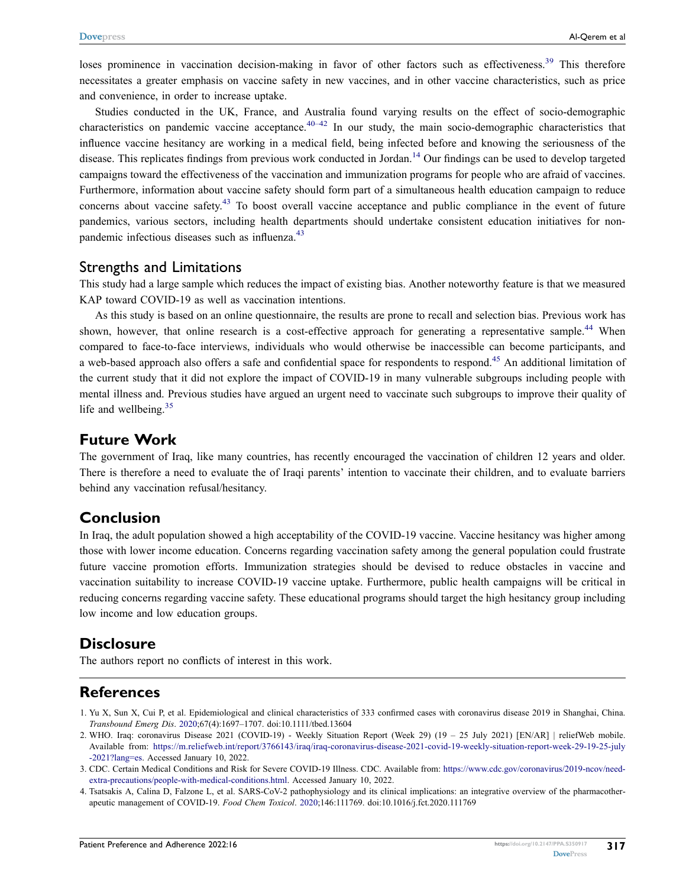loses prominence in vaccination decision-making in favor of other factors such as effectiveness.[39] This therefore necessitates a greater emphasis on vaccine safety in new vaccines, and in other vaccine characteristics, such as price and convenience, in order to increase uptake.

Studies conducted in the UK, France, and Australia found varying results on the effect of socio-demographic characteristics on pandemic vaccine acceptance.[40–42] In our study, the main socio-demographic characteristics that influence vaccine hesitancy are working in a medical field, being infected before and knowing the seriousness of the disease. This replicates findings from previous work conducted in Jordan.[14] Our findings can be used to develop targeted campaigns toward the effectiveness of the vaccination and immunization programs for people who are afraid of vaccines. Furthermore, information about vaccine safety should form part of a simultaneous health education campaign to reduce concerns about vaccine safety.[43] To boost overall vaccine acceptance and public compliance in the event of future pandemics, various sectors, including health departments should undertake consistent education initiatives for non-pandemic infectious diseases such as influenza.[43]

### Strengths and Limitations

This study had a large sample which reduces the impact of existing bias. Another noteworthy feature is that we measured KAP toward COVID-19 as well as vaccination intentions.

As this study is based on an online questionnaire, the results are prone to recall and selection bias. Previous work has shown, however, that online research is a cost-effective approach for generating a representative sample.[44] When compared to face-to-face interviews, individuals who would otherwise be inaccessible can become participants, and a web-based approach also offers a safe and confidential space for respondents to respond.[45] An additional limitation of the current study that it did not explore the impact of COVID-19 in many vulnerable subgroups including people with mental illness and. Previous studies have argued an urgent need to vaccinate such subgroups to improve their quality of life and wellbeing.[35]

## Future Work

The government of Iraq, like many countries, has recently encouraged the vaccination of children 12 years and older. There is therefore a need to evaluate the of Iraqi parents' intention to vaccinate their children, and to evaluate barriers behind any vaccination refusal/hesitancy.

## Conclusion

In Iraq, the adult population showed a high acceptability of the COVID-19 vaccine. Vaccine hesitancy was higher among those with lower income education. Concerns regarding vaccination safety among the general population could frustrate future vaccine promotion efforts. Immunization strategies should be devised to reduce obstacles in vaccine and vaccination suitability to increase COVID-19 vaccine uptake. Furthermore, public health campaigns will be critical in reducing concerns regarding vaccine safety. These educational programs should target the high hesitancy group including low income and low education groups.

## Disclosure

The authors report no conflicts of interest in this work.

## References

1. Yu X, Sun X, Cui P, et al. Epidemiological and clinical characteristics of 333 confirmed cases with coronavirus disease 2019 in Shanghai, China. *Transbound Emerg Dis*. 2020;67(4):1697–1707. doi:10.1111/tbed.13604
2. WHO. Iraq: coronavirus Disease 2021 (COVID-19) - Weekly Situation Report (Week 29) (19 – 25 July 2021) [EN/AR] | reliefWeb mobile. Available from: https://m.reliefweb.int/report/3766143/iraq/iraq-coronavirus-disease-2021-covid-19-weekly-situation-report-week-29-19-25-july-2021?lang=es. Accessed January 10, 2022.
3. CDC. Certain Medical Conditions and Risk for Severe COVID-19 Illness. CDC. Available from: https://www.cdc.gov/coronavirus/2019-ncov/need-extra-precautions/people-with-medical-conditions.html. Accessed January 10, 2022.
4. Tsatsakis A, Calina D, Falzone L, et al. SARS-CoV-2 pathophysiology and its clinical implications: an integrative overview of the pharmacotherapeutic management of COVID-19. *Food Chem Toxicol*. 2020;146:111769. doi:10.1016/j.fct.2020.111769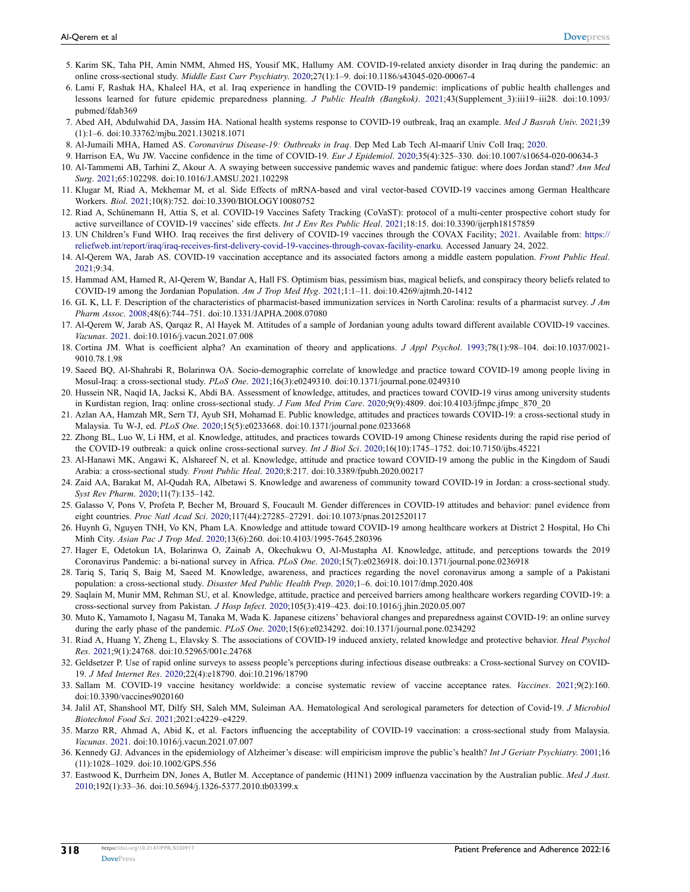5. Karim SK, Taha PH, Amin NMM, Ahmed HS, Yousif MK, Hallumy AM. COVID-19-related anxiety disorder in Iraq during the pandemic: an online cross-sectional study. *Middle East Curr Psychiatry*. 2020;27(1):1–9. doi:10.1186/s43045-020-00067-4
6. Lami F, Rashak HA, Khaleel HA, et al. Iraq experience in handling the COVID-19 pandemic: implications of public health challenges and lessons learned for future epidemic preparedness planning. *J Public Health (Bangkok)*. 2021;43(Supplement_3):iii19–iii28. doi:10.1093/pubmed/fdab369
7. Abed AH, Abdulwahid DA, Jassim HA. National health systems response to COVID-19 outbreak, Iraq an example. *Med J Basrah Univ*. 2021;39(1):1–6. doi:10.33762/mjbu.2021.130218.1071
8. Al-Jumaili MHA, Hamed AS. *Coronavirus Disease-19: Outbreaks in Iraq*. Dep Med Lab Tech Al-maarif Univ Coll Iraq; 2020.
9. Harrison EA, Wu JW. Vaccine confidence in the time of COVID-19. *Eur J Epidemiol*. 2020;35(4):325–330. doi:10.1007/s10654-020-00634-3
10. Al-Tammemi AB, Tarhini Z, Akour A. A swaying between successive pandemic waves and pandemic fatigue: where does Jordan stand? *Ann Med Surg*. 2021;65:102298. doi:10.1016/J.AMSU.2021.102298
11. Klugar M, Riad A, Mekhemar M, et al. Side Effects of mRNA-based and viral vector-based COVID-19 vaccines among German Healthcare Workers. *Biol*. 2021;10(8):752. doi:10.3390/BIOLOGY10080752
12. Riad A, Schünemann H, Attia S, et al. COVID-19 Vaccines Safety Tracking (CoVaST): protocol of a multi-center prospective cohort study for active surveillance of COVID-19 vaccines' side effects. *Int J Env Res Public Heal*. 2021;18:15. doi:10.3390/ijerph18157859
13. UN Children's Fund WHO. Iraq receives the first delivery of COVID-19 vaccines through the COVAX Facility; 2021. Available from: https://reliefweb.int/report/iraq/iraq-receives-first-delivery-covid-19-vaccines-through-covax-facility-enarku. Accessed January 24, 2022.
14. Al-Qerem WA, Jarab AS. COVID-19 vaccination acceptance and its associated factors among a middle eastern population. *Front Public Heal*. 2021;9:34.
15. Hammad AM, Hamed R, Al-Qerem W, Bandar A, Hall FS. Optimism bias, pessimism bias, magical beliefs, and conspiracy theory beliefs related to COVID-19 among the Jordanian Population. *Am J Trop Med Hyg*. 2021;1:1–11. doi:10.4269/ajtmh.20-1412
16. GL K, LL F. Description of the characteristics of pharmacist-based immunization services in North Carolina: results of a pharmacist survey. *J Am Pharm Assoc*. 2008;48(6):744–751. doi:10.1331/JAPHA.2008.07080
17. Al-Qerem W, Jarab AS, Qarqaz R, Al Hayek M. Attitudes of a sample of Jordanian young adults toward different available COVID-19 vaccines. *Vacunas*. 2021. doi:10.1016/j.vacun.2021.07.008
18. Cortina JM. What is coefficient alpha? An examination of theory and applications. *J Appl Psychol*. 1993;78(1):98–104. doi:10.1037/0021-9010.78.1.98
19. Saeed BQ, Al-Shahrabi R, Bolarinwa OA. Socio-demographic correlate of knowledge and practice toward COVID-19 among people living in Mosul-Iraq: a cross-sectional study. *PLoS One*. 2021;16(3):e0249310. doi:10.1371/journal.pone.0249310
20. Hussein NR, Naqid IA, Jacksi K, Abdi BA. Assessment of knowledge, attitudes, and practices toward COVID-19 virus among university students in Kurdistan region, Iraq: online cross-sectional study. *J Fam Med Prim Care*. 2020;9(9):4809. doi:10.4103/jfmpc.jfmpc_870_20
21. Azlan AA, Hamzah MR, Sern TJ, Ayub SH, Mohamad E. Public knowledge, attitudes and practices towards COVID-19: a cross-sectional study in Malaysia. Tu W-J, ed. *PLoS One*. 2020;15(5):e0233668. doi:10.1371/journal.pone.0233668
22. Zhong BL, Luo W, Li HM, et al. Knowledge, attitudes, and practices towards COVID-19 among Chinese residents during the rapid rise period of the COVID-19 outbreak: a quick online cross-sectional survey. *Int J Biol Sci*. 2020;16(10):1745–1752. doi:10.7150/ijbs.45221
23. Al-Hanawi MK, Angawi K, Alshareef N, et al. Knowledge, attitude and practice toward COVID-19 among the public in the Kingdom of Saudi Arabia: a cross-sectional study. *Front Public Heal*. 2020;8:217. doi:10.3389/fpubh.2020.00217
24. Zaid AA, Barakat M, Al-Qudah RA, Albetawi S. Knowledge and awareness of community toward COVID-19 in Jordan: a cross-sectional study. *Syst Rev Pharm*. 2020;11(7):135–142.
25. Galasso V, Pons V, Profeta P, Becher M, Brouard S, Foucault M. Gender differences in COVID-19 attitudes and behavior: panel evidence from eight countries. *Proc Natl Acad Sci*. 2020;117(44):27285–27291. doi:10.1073/pnas.2012520117
26. Huynh G, Nguyen TNH, Vo KN, Pham LA. Knowledge and attitude toward COVID-19 among healthcare workers at District 2 Hospital, Ho Chi Minh City. *Asian Pac J Trop Med*. 2020;13(6):260. doi:10.4103/1995-7645.280396
27. Hager E, Odetokun IA, Bolarinwa O, Zainab A, Okechukwu O, Al-Mustapha AI. Knowledge, attitude, and perceptions towards the 2019 Coronavirus Pandemic: a bi-national survey in Africa. *PLoS One*. 2020;15(7):e0236918. doi:10.1371/journal.pone.0236918
28. Tariq S, Tariq S, Baig M, Saeed M. Knowledge, awareness, and practices regarding the novel coronavirus among a sample of a Pakistani population: a cross-sectional study. *Disaster Med Public Health Prep*. 2020;1–6. doi:10.1017/dmp.2020.408
29. Saqlain M, Munir MM, Rehman SU, et al. Knowledge, attitude, practice and perceived barriers among healthcare workers regarding COVID-19: a cross-sectional survey from Pakistan. *J Hosp Infect*. 2020;105(3):419–423. doi:10.1016/j.jhin.2020.05.007
30. Muto K, Yamamoto I, Nagasu M, Tanaka M, Wada K. Japanese citizens' behavioral changes and preparedness against COVID-19: an online survey during the early phase of the pandemic. *PLoS One*. 2020;15(6):e0234292. doi:10.1371/journal.pone.0234292
31. Riad A, Huang Y, Zheng L, Elavsky S. The associations of COVID-19 induced anxiety, related knowledge and protective behavior. *Heal Psychol Res*. 2021;9(1):24768. doi:10.52965/001c.24768
32. Geldsetzer P. Use of rapid online surveys to assess people's perceptions during infectious disease outbreaks: a Cross-sectional Survey on COVID-19. *J Med Internet Res*. 2020;22(4):e18790. doi:10.2196/18790
33. Sallam M. COVID-19 vaccine hesitancy worldwide: a concise systematic review of vaccine acceptance rates. *Vaccines*. 2021;9(2):160. doi:10.3390/vaccines9020160
34. Jalil AT, Shanshool MT, Dilfy SH, Saleh MM, Suleiman AA. Hematological And serological parameters for detection of Covid-19. *J Microbiol Biotechnol Food Sci*. 2021;2021:e4229–e4229.
35. Marzo RR, Ahmad A, Abid K, et al. Factors influencing the acceptability of COVID-19 vaccination: a cross-sectional study from Malaysia. *Vacunas*. 2021. doi:10.1016/j.vacun.2021.07.007
36. Kennedy GJ. Advances in the epidemiology of Alzheimer's disease: will empiricism improve the public's health? *Int J Geriatr Psychiatry*. 2001;16(11):1028–1029. doi:10.1002/GPS.556
37. Eastwood K, Durrheim DN, Jones A, Butler M. Acceptance of pandemic (H1N1) 2009 influenza vaccination by the Australian public. *Med J Aust*. 2010;192(1):33–36. doi:10.5694/j.1326-5377.2010.tb03399.x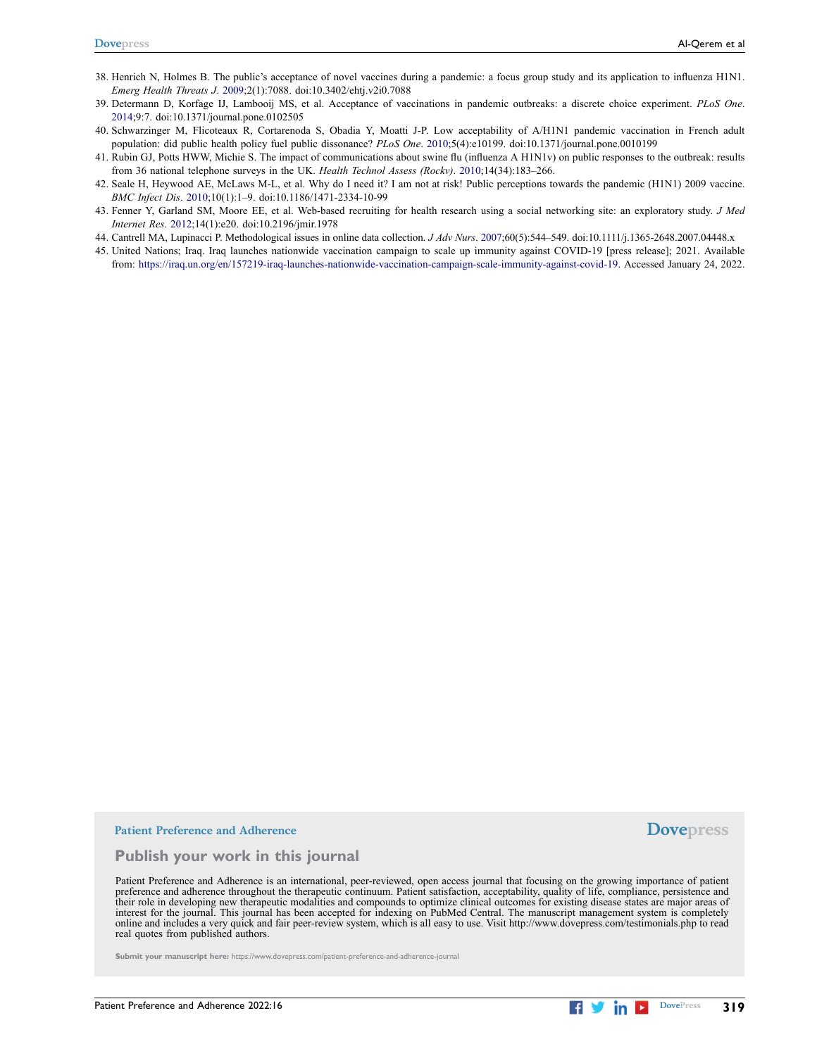38. Henrich N, Holmes B. The public's acceptance of novel vaccines during a pandemic: a focus group study and its application to influenza H1N1. *Emerg Health Threats J*. 2009;2(1):7088. doi:10.3402/ehtj.v2i0.7088
39. Determann D, Korfage IJ, Lambooij MS, et al. Acceptance of vaccinations in pandemic outbreaks: a discrete choice experiment. *PLoS One*. 2014;9:7. doi:10.1371/journal.pone.0102505
40. Schwarzinger M, Flicoteaux R, Cortarenoda S, Obadia Y, Moatti J-P. Low acceptability of A/H1N1 pandemic vaccination in French adult population: did public health policy fuel public dissonance? *PLoS One*. 2010;5(4):e10199. doi:10.1371/journal.pone.0010199
41. Rubin GJ, Potts HWW, Michie S. The impact of communications about swine flu (influenza A H1N1v) on public responses to the outbreak: results from 36 national telephone surveys in the UK. *Health Technol Assess (Rockv)*. 2010;14(34):183–266.
42. Seale H, Heywood AE, McLaws M-L, et al. Why do I need it? I am not at risk! Public perceptions towards the pandemic (H1N1) 2009 vaccine. *BMC Infect Dis*. 2010;10(1):1–9. doi:10.1186/1471-2334-10-99
43. Fenner Y, Garland SM, Moore EE, et al. Web-based recruiting for health research using a social networking site: an exploratory study. *J Med Internet Res*. 2012;14(1):e20. doi:10.2196/jmir.1978
44. Cantrell MA, Lupinacci P. Methodological issues in online data collection. *J Adv Nurs*. 2007;60(5):544–549. doi:10.1111/j.1365-2648.2007.04448.x
45. United Nations; Iraq. Iraq launches nationwide vaccination campaign to scale up immunity against COVID-19 [press release]; 2021. Available from: https://iraq.un.org/en/157219-iraq-launches-nationwide-vaccination-campaign-scale-immunity-against-covid-19. Accessed January 24, 2022.

**Patient Preference and Adherence**

**Dovepress**

## Publish your work in this journal

Patient Preference and Adherence is an international, peer-reviewed, open access journal that focusing on the growing importance of patient preference and adherence throughout the therapeutic continuum. Patient satisfaction, acceptability, quality of life, compliance, persistence and their role in developing new therapeutic modalities and compounds to optimize clinical outcomes for existing disease states are major areas of interest for the journal. This journal has been accepted for indexing on PubMed Central. The manuscript management system is completely online and includes a very quick and fair peer-review system, which is all easy to use. Visit http://www.dovepress.com/testimonials.php to read real quotes from published authors.

**Submit your manuscript here:** https://www.dovepress.com/patient-preference-and-adherence-journal